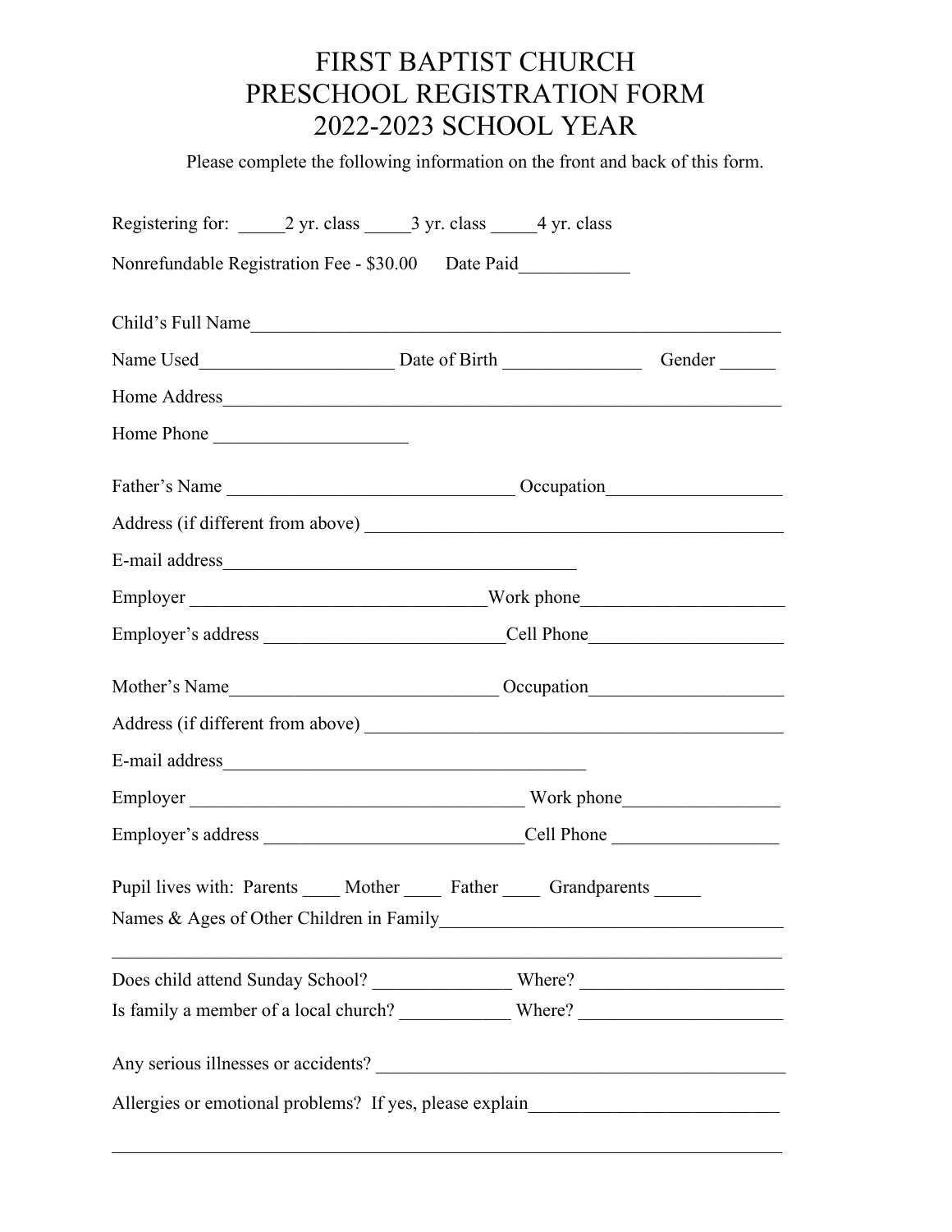# FIRST BAPTIST CHURCH
# PRESCHOOL REGISTRATION FORM
# 2022-2023 SCHOOL YEAR

Please complete the following information on the front and back of this form.

Registering for: _____2 yr. class _____3 yr. class _____4 yr. class

Nonrefundable Registration Fee - $30.00 Date Paid____________

Child's Full Name_____________________________________________________________

Name Used_____________________ Date of Birth _______________ Gender ______

Home Address_________________________________________________________________

Home Phone ____________________

Father's Name _______________________________ Occupation__________________

Address (if different from above) _____________________________________________

E-mail address_______________________________________

Employer ________________________________Work phone_____________________

Employer's address __________________________Cell Phone____________________

Mother's Name_____________________________ Occupation____________________

Address (if different from above) _____________________________________________

E-mail address________________________________________

Employer ____________________________________ Work phone_________________

Employer's address ____________________________Cell Phone _________________

Pupil lives with: Parents ____ Mother ____ Father ____ Grandparents _____

Names & Ages of Other Children in Family____________________________________

______________________________________________________________________________

Does child attend Sunday School? _______________ Where? ______________________

Is family a member of a local church? ____________ Where? ______________________

Any serious illnesses or accidents? _____________________________________________

Allergies or emotional problems? If yes, please explain__________________________

______________________________________________________________________________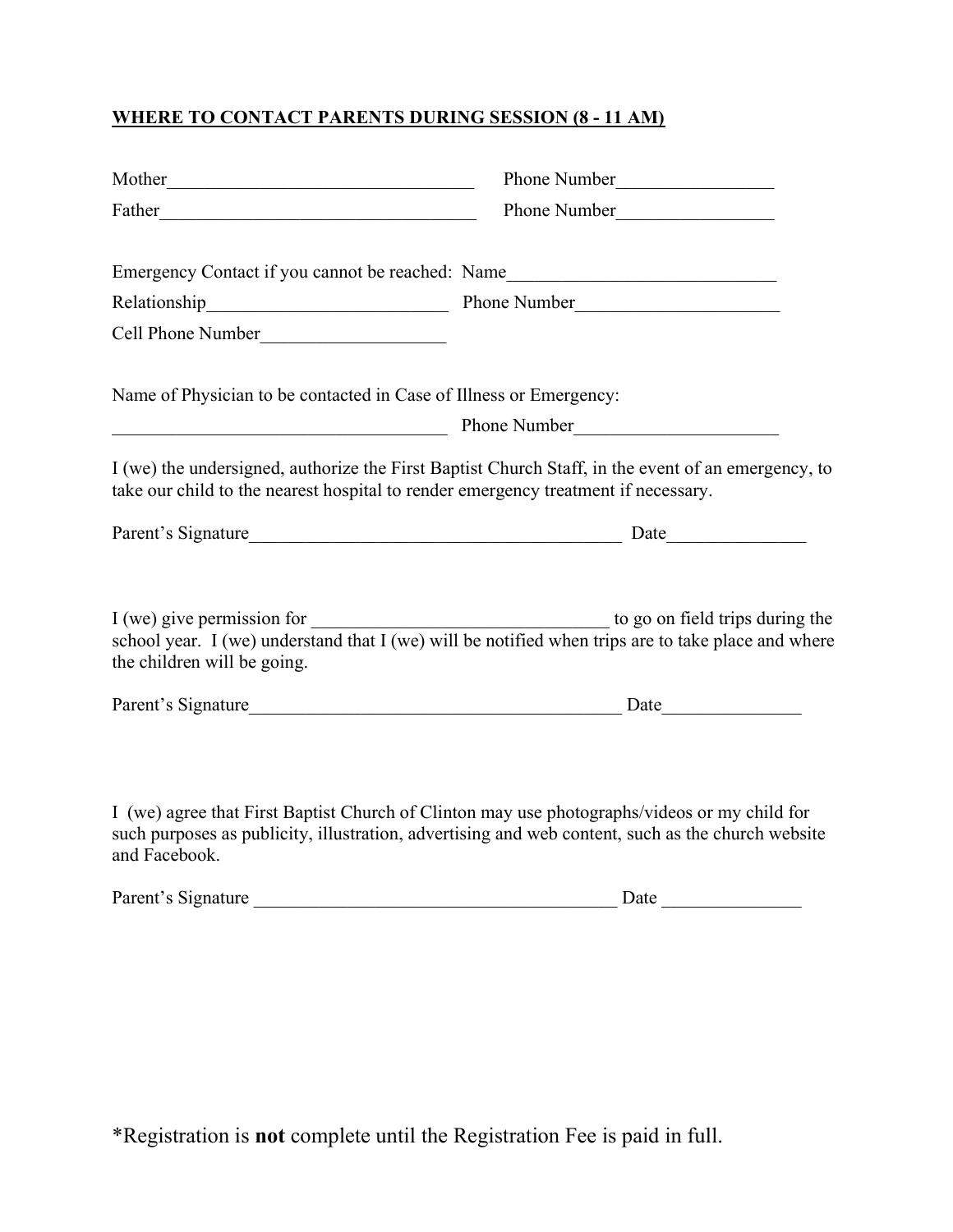**<u>WHERE TO CONTACT PARENTS DURING SESSION (8 - 11 AM)</u>**

Mother_________________________________ Phone Number_________________

Father__________________________________ Phone Number_________________

Emergency Contact if you cannot be reached: Name_____________________________

Relationship__________________________ Phone Number______________________

Cell Phone Number____________________

Name of Physician to be contacted in Case of Illness or Emergency:

___________________________________ Phone Number______________________

I (we) the undersigned, authorize the First Baptist Church Staff, in the event of an emergency, to take our child to the nearest hospital to render emergency treatment if necessary.

Parent's Signature_________________________________________ Date_______________

I (we) give permission for ________________________________ to go on field trips during the school year. I (we) understand that I (we) will be notified when trips are to take place and where the children will be going.

Parent's Signature_________________________________________ Date_______________

I (we) agree that First Baptist Church of Clinton may use photographs/videos or my child for such purposes as publicity, illustration, advertising and web content, such as the church website and Facebook.

Parent's Signature ________________________________________ Date _______________

*Registration is **not** complete until the Registration Fee is paid in full.